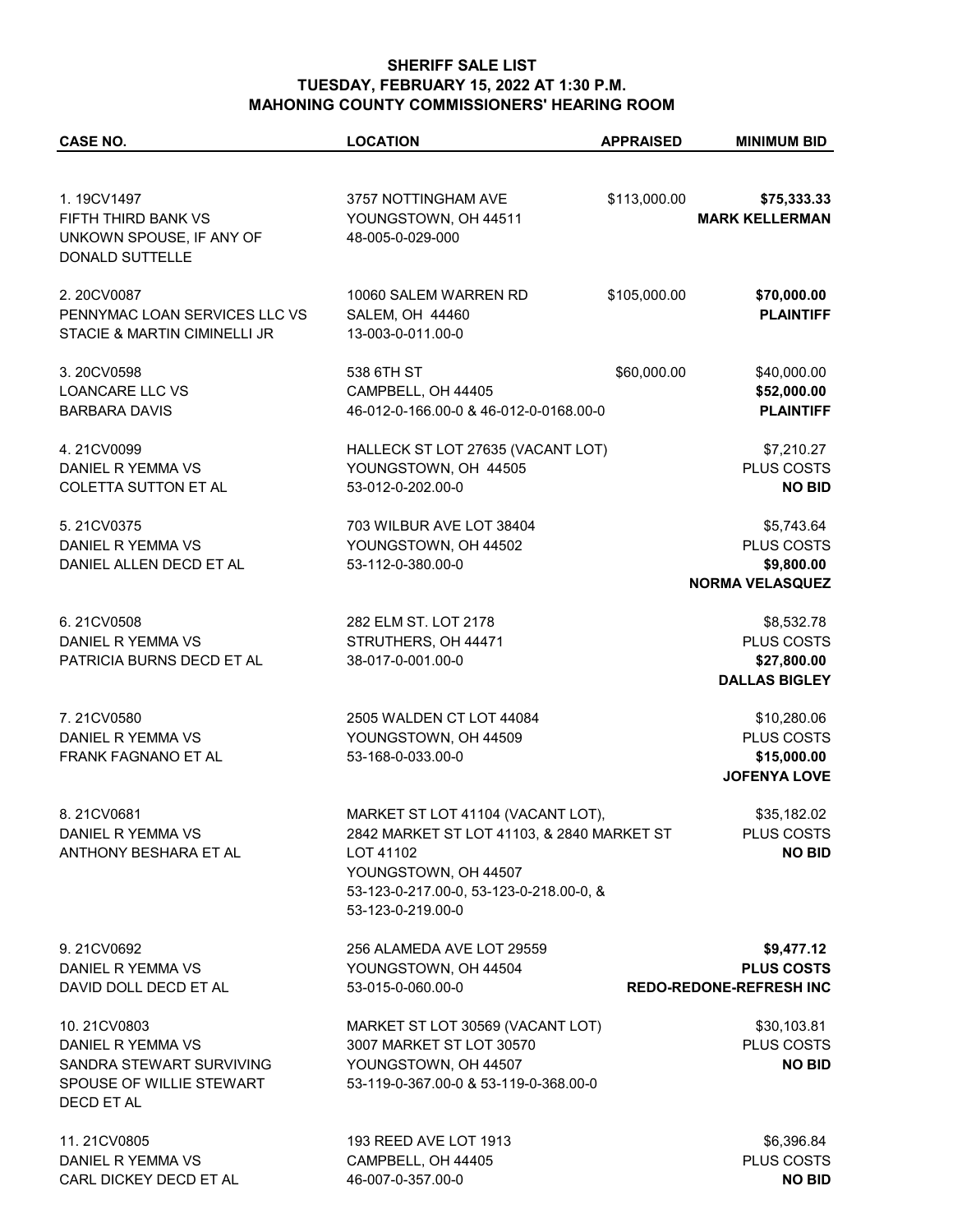## SHERIFF SALE LIST
## TUESDAY, FEBRUARY 15, 2022 AT 1:30 P.M.
## MAHONING COUNTY COMMISSIONERS' HEARING ROOM

| CASE NO. | LOCATION | APPRAISED | MINIMUM BID |
|---|---|---|---|
| 1. 19CV1497<br>FIFTH THIRD BANK VS<br>UNKOWN SPOUSE, IF ANY OF<br>DONALD SUTTELLE | 3757 NOTTINGHAM AVE<br>YOUNGSTOWN, OH 44511<br>48-005-0-029-000 | $113,000.00 | **$75,333.33**<br>**MARK KELLERMAN** |
| 2. 20CV0087<br>PENNYMAC LOAN SERVICES LLC VS<br>STACIE & MARTIN CIMINELLI JR | 10060 SALEM WARREN RD<br>SALEM, OH 44460<br>13-003-0-011.00-0 | $105,000.00 | **$70,000.00**<br>**PLAINTIFF** |
| 3. 20CV0598<br>LOANCARE LLC VS<br>BARBARA DAVIS | 538 6TH ST<br>CAMPBELL, OH 44405<br>46-012-0-166.00-0 & 46-012-0-0168.00-0 | $60,000.00 | $40,000.00<br>**$52,000.00**<br>**PLAINTIFF** |
| 4. 21CV0099<br>DANIEL R YEMMA VS<br>COLETTA SUTTON ET AL | HALLECK ST LOT 27635 (VACANT LOT)<br>YOUNGSTOWN, OH 44505<br>53-012-0-202.00-0 | | $7,210.27<br>PLUS COSTS<br>**NO BID** |
| 5. 21CV0375<br>DANIEL R YEMMA VS<br>DANIEL ALLEN DECD ET AL | 703 WILBUR AVE LOT 38404<br>YOUNGSTOWN, OH 44502<br>53-112-0-380.00-0 | | $5,743.64<br>PLUS COSTS<br>**$9,800.00**<br>**NORMA VELASQUEZ** |
| 6. 21CV0508<br>DANIEL R YEMMA VS<br>PATRICIA BURNS DECD ET AL | 282 ELM ST. LOT 2178<br>STRUTHERS, OH 44471<br>38-017-0-001.00-0 | | $8,532.78<br>PLUS COSTS<br>**$27,800.00**<br>**DALLAS BIGLEY** |
| 7. 21CV0580<br>DANIEL R YEMMA VS<br>FRANK FAGNANO ET AL | 2505 WALDEN CT LOT 44084<br>YOUNGSTOWN, OH 44509<br>53-168-0-033.00-0 | | $10,280.06<br>PLUS COSTS<br>**$15,000.00**<br>**JOFENYA LOVE** |
| 8. 21CV0681<br>DANIEL R YEMMA VS<br>ANTHONY BESHARA ET AL | MARKET ST LOT 41104 (VACANT LOT),<br>2842 MARKET ST LOT 41103, & 2840 MARKET ST<br>LOT 41102<br>YOUNGSTOWN, OH 44507<br>53-123-0-217.00-0, 53-123-0-218.00-0, &<br>53-123-0-219.00-0 | | $35,182.02<br>PLUS COSTS<br>**NO BID** |
| 9. 21CV0692<br>DANIEL R YEMMA VS<br>DAVID DOLL DECD ET AL | 256 ALAMEDA AVE LOT 29559<br>YOUNGSTOWN, OH 44504<br>53-015-0-060.00-0 | | **$9,477.12**<br>**PLUS COSTS**<br>**REDO-REDONE-REFRESH INC** |
| 10. 21CV0803<br>DANIEL R YEMMA VS<br>SANDRA STEWART SURVIVING<br>SPOUSE OF WILLIE STEWART<br>DECD ET AL | MARKET ST LOT 30569 (VACANT LOT)<br>3007 MARKET ST LOT 30570<br>YOUNGSTOWN, OH 44507<br>53-119-0-367.00-0 & 53-119-0-368.00-0 | | $30,103.81<br>PLUS COSTS<br>**NO BID** |
| 11. 21CV0805<br>DANIEL R YEMMA VS<br>CARL DICKEY DECD ET AL | 193 REED AVE LOT 1913<br>CAMPBELL, OH 44405<br>46-007-0-357.00-0 | | $6,396.84<br>PLUS COSTS<br>**NO BID** |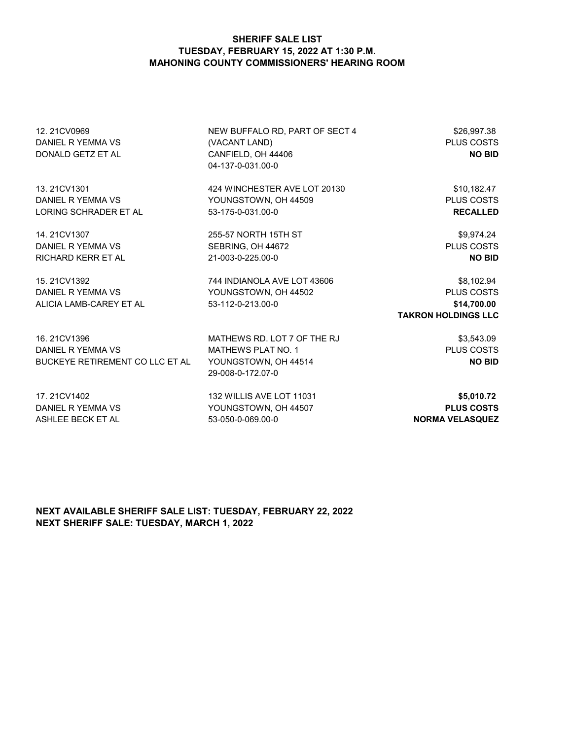**SHERIFF SALE LIST**
**TUESDAY, FEBRUARY 15, 2022 AT 1:30 P.M.**
**MAHONING COUNTY COMMISSIONERS' HEARING ROOM**

| | | |
|---|---|---|
| 12. 21CV0969<br>DANIEL R YEMMA VS<br>DONALD GETZ ET AL | NEW BUFFALO RD, PART OF SECT 4<br>(VACANT LAND)<br>CANFIELD, OH 44406<br>04-137-0-031.00-0 | \$26,997.38<br>PLUS COSTS<br>**NO BID** |
| 13. 21CV1301<br>DANIEL R YEMMA VS<br>LORING SCHRADER ET AL | 424 WINCHESTER AVE LOT 20130<br>YOUNGSTOWN, OH 44509<br>53-175-0-031.00-0 | \$10,182.47<br>PLUS COSTS<br>**RECALLED** |
| 14. 21CV1307<br>DANIEL R YEMMA VS<br>RICHARD KERR ET AL | 255-57 NORTH 15TH ST<br>SEBRING, OH 44672<br>21-003-0-225.00-0 | \$9,974.24<br>PLUS COSTS<br>**NO BID** |
| 15. 21CV1392<br>DANIEL R YEMMA VS<br>ALICIA LAMB-CAREY ET AL | 744 INDIANOLA AVE LOT 43606<br>YOUNGSTOWN, OH 44502<br>53-112-0-213.00-0 | \$8,102.94<br>PLUS COSTS<br>**\$14,700.00**<br>**TAKRON HOLDINGS LLC** |
| 16. 21CV1396<br>DANIEL R YEMMA VS<br>BUCKEYE RETIREMENT CO LLC ET AL | MATHEWS RD. LOT 7 OF THE RJ<br>MATHEWS PLAT NO. 1<br>YOUNGSTOWN, OH 44514<br>29-008-0-172.07-0 | \$3,543.09<br>PLUS COSTS<br>**NO BID** |
| 17. 21CV1402<br>DANIEL R YEMMA VS<br>ASHLEE BECK ET AL | 132 WILLIS AVE LOT 11031<br>YOUNGSTOWN, OH 44507<br>53-050-0-069.00-0 | **\$5,010.72**<br>**PLUS COSTS**<br>**NORMA VELASQUEZ** |

**NEXT AVAILABLE SHERIFF SALE LIST: TUESDAY, FEBRUARY 22, 2022**
**NEXT SHERIFF SALE: TUESDAY, MARCH 1, 2022**